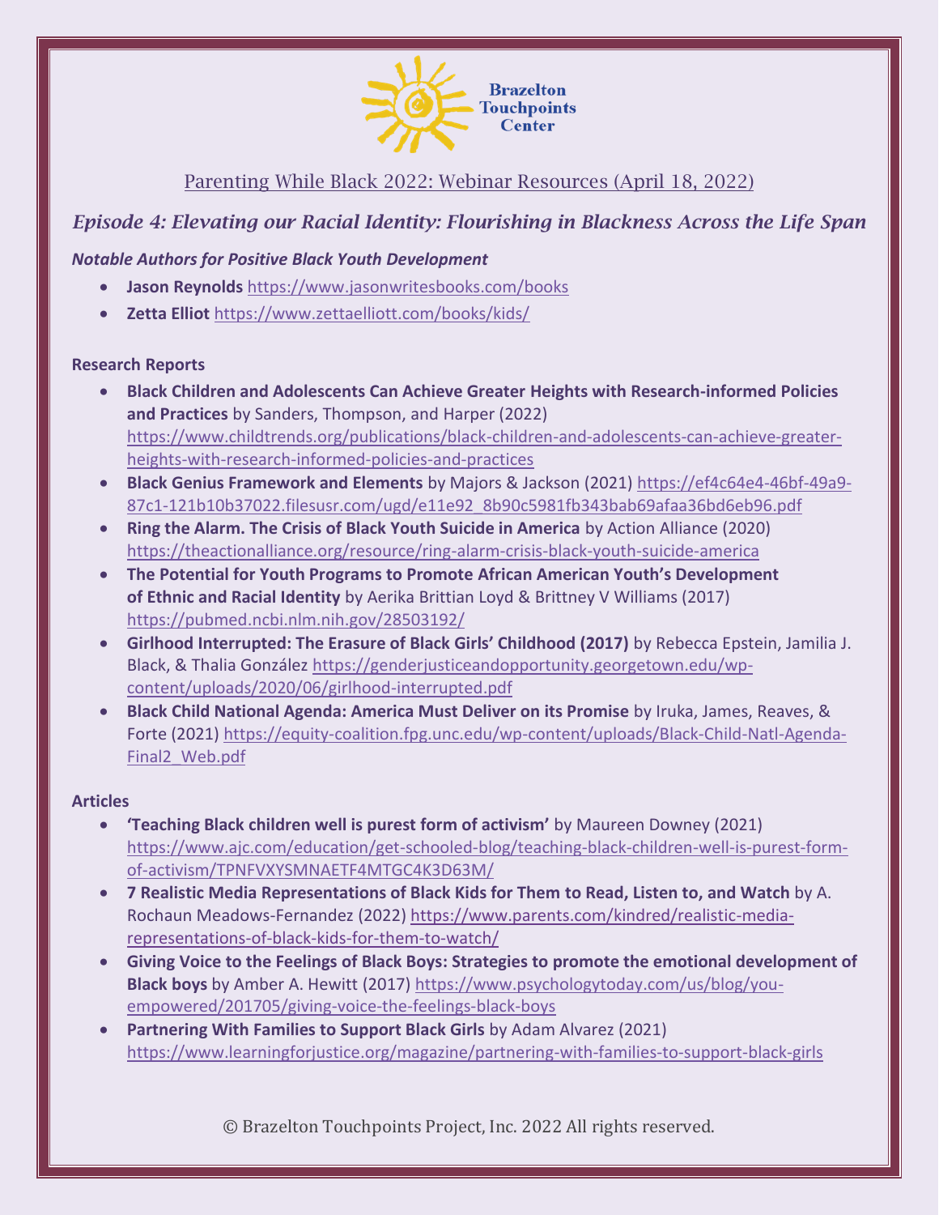Brazelton Touchpoints Center

## Parenting While Black 2022: Webinar Resources (April 18, 2022)

### *Episode 4: Elevating our Racial Identity: Flourishing in Blackness Across the Life Span*

***Notable Authors for Positive Black Youth Development***

- **Jason Reynolds** https://www.jasonwritesbooks.com/books
- **Zetta Elliot** https://www.zettaelliott.com/books/kids/

**Research Reports**

- **Black Children and Adolescents Can Achieve Greater Heights with Research-informed Policies and Practices** by Sanders, Thompson, and Harper (2022) https://www.childtrends.org/publications/black-children-and-adolescents-can-achieve-greater-heights-with-research-informed-policies-and-practices
- **Black Genius Framework and Elements** by Majors & Jackson (2021) https://ef4c64e4-46bf-49a9-87c1-121b10b37022.filesusr.com/ugd/e11e92_8b90c5981fb343bab69afaa36bd6eb96.pdf
- **Ring the Alarm. The Crisis of Black Youth Suicide in America** by Action Alliance (2020) https://theactionalliance.org/resource/ring-alarm-crisis-black-youth-suicide-america
- **The Potential for Youth Programs to Promote African American Youth's Development of Ethnic and Racial Identity** by Aerika Brittian Loyd & Brittney V Williams (2017) https://pubmed.ncbi.nlm.nih.gov/28503192/
- **Girlhood Interrupted: The Erasure of Black Girls' Childhood (2017)** by Rebecca Epstein, Jamilia J. Black, & Thalia González https://genderjusticeandopportunity.georgetown.edu/wp-content/uploads/2020/06/girlhood-interrupted.pdf
- **Black Child National Agenda: America Must Deliver on its Promise** by Iruka, James, Reaves, & Forte (2021) https://equity-coalition.fpg.unc.edu/wp-content/uploads/Black-Child-Natl-Agenda-Final2_Web.pdf

**Articles**

- **'Teaching Black children well is purest form of activism'** by Maureen Downey (2021) https://www.ajc.com/education/get-schooled-blog/teaching-black-children-well-is-purest-form-of-activism/TPNFVXYSMNAETF4MTGC4K3D63M/
- **7 Realistic Media Representations of Black Kids for Them to Read, Listen to, and Watch** by A. Rochaun Meadows-Fernandez (2022) https://www.parents.com/kindred/realistic-media-representations-of-black-kids-for-them-to-watch/
- **Giving Voice to the Feelings of Black Boys: Strategies to promote the emotional development of Black boys** by Amber A. Hewitt (2017) https://www.psychologytoday.com/us/blog/you-empowered/201705/giving-voice-the-feelings-black-boys
- **Partnering With Families to Support Black Girls** by Adam Alvarez (2021) https://www.learningforjustice.org/magazine/partnering-with-families-to-support-black-girls

© Brazelton Touchpoints Project, Inc. 2022 All rights reserved.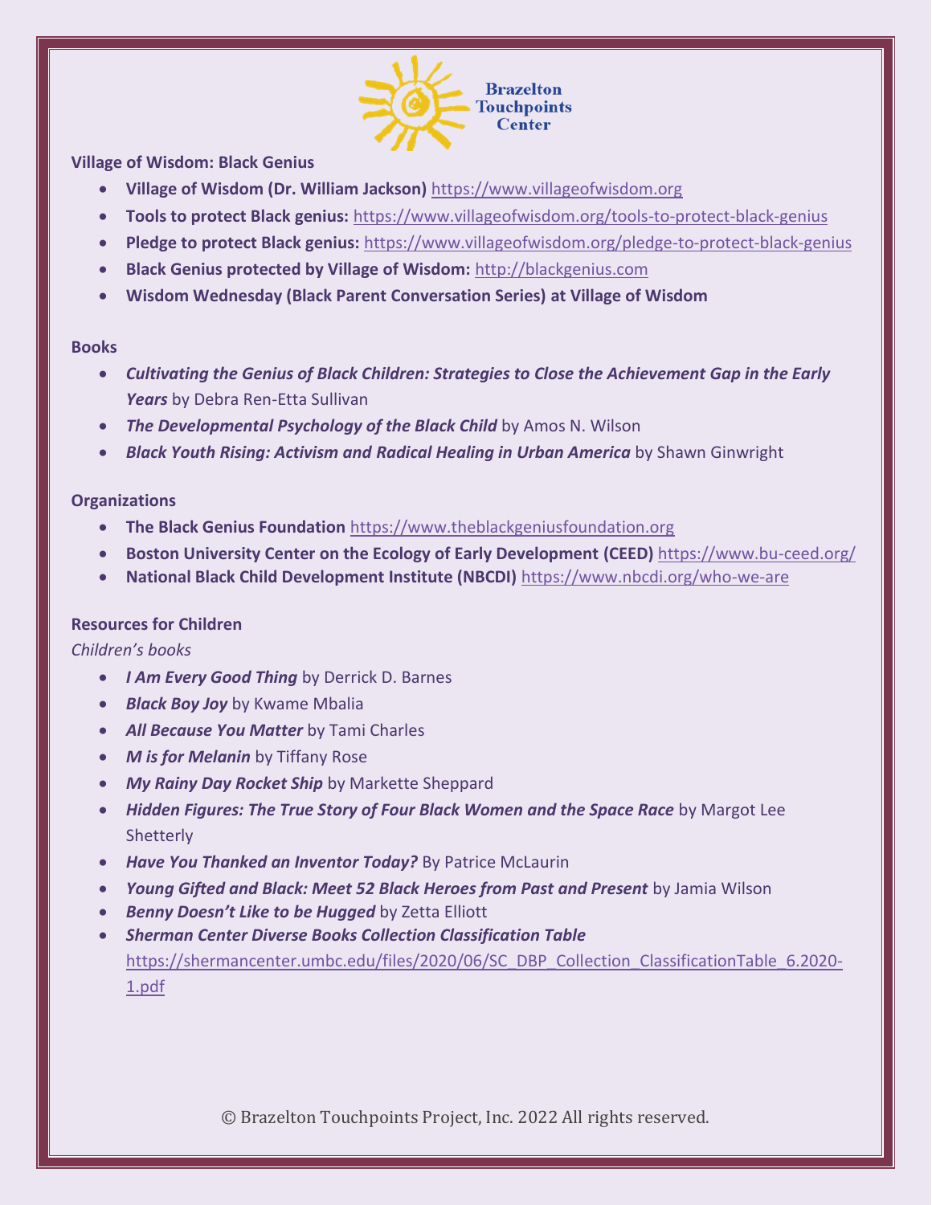**Village of Wisdom: Black Genius**

- **Village of Wisdom (Dr. William Jackson)** https://www.villageofwisdom.org
- **Tools to protect Black genius:** https://www.villageofwisdom.org/tools-to-protect-black-genius
- **Pledge to protect Black genius:** https://www.villageofwisdom.org/pledge-to-protect-black-genius
- **Black Genius protected by Village of Wisdom:** http://blackgenius.com
- **Wisdom Wednesday (Black Parent Conversation Series) at Village of Wisdom**

**Books**

- ***Cultivating the Genius of Black Children: Strategies to Close the Achievement Gap in the Early Years*** by Debra Ren-Etta Sullivan
- ***The Developmental Psychology of the Black Child*** by Amos N. Wilson
- ***Black Youth Rising: Activism and Radical Healing in Urban America*** by Shawn Ginwright

**Organizations**

- **The Black Genius Foundation** https://www.theblackgeniusfoundation.org
- **Boston University Center on the Ecology of Early Development (CEED)** https://www.bu-ceed.org/
- **National Black Child Development Institute (NBCDI)** https://www.nbcdi.org/who-we-are

**Resources for Children**

*Children's books*

- ***I Am Every Good Thing*** by Derrick D. Barnes
- ***Black Boy Joy*** by Kwame Mbalia
- ***All Because You Matter*** by Tami Charles
- ***M is for Melanin*** by Tiffany Rose
- ***My Rainy Day Rocket Ship*** by Markette Sheppard
- ***Hidden Figures: The True Story of Four Black Women and the Space Race*** by Margot Lee Shetterly
- ***Have You Thanked an Inventor Today?*** By Patrice McLaurin
- ***Young Gifted and Black: Meet 52 Black Heroes from Past and Present*** by Jamia Wilson
- ***Benny Doesn't Like to be Hugged*** by Zetta Elliott
- ***Sherman Center Diverse Books Collection Classification Table*** https://shermancenter.umbc.edu/files/2020/06/SC_DBP_Collection_ClassificationTable_6.2020-1.pdf

© Brazelton Touchpoints Project, Inc. 2022 All rights reserved.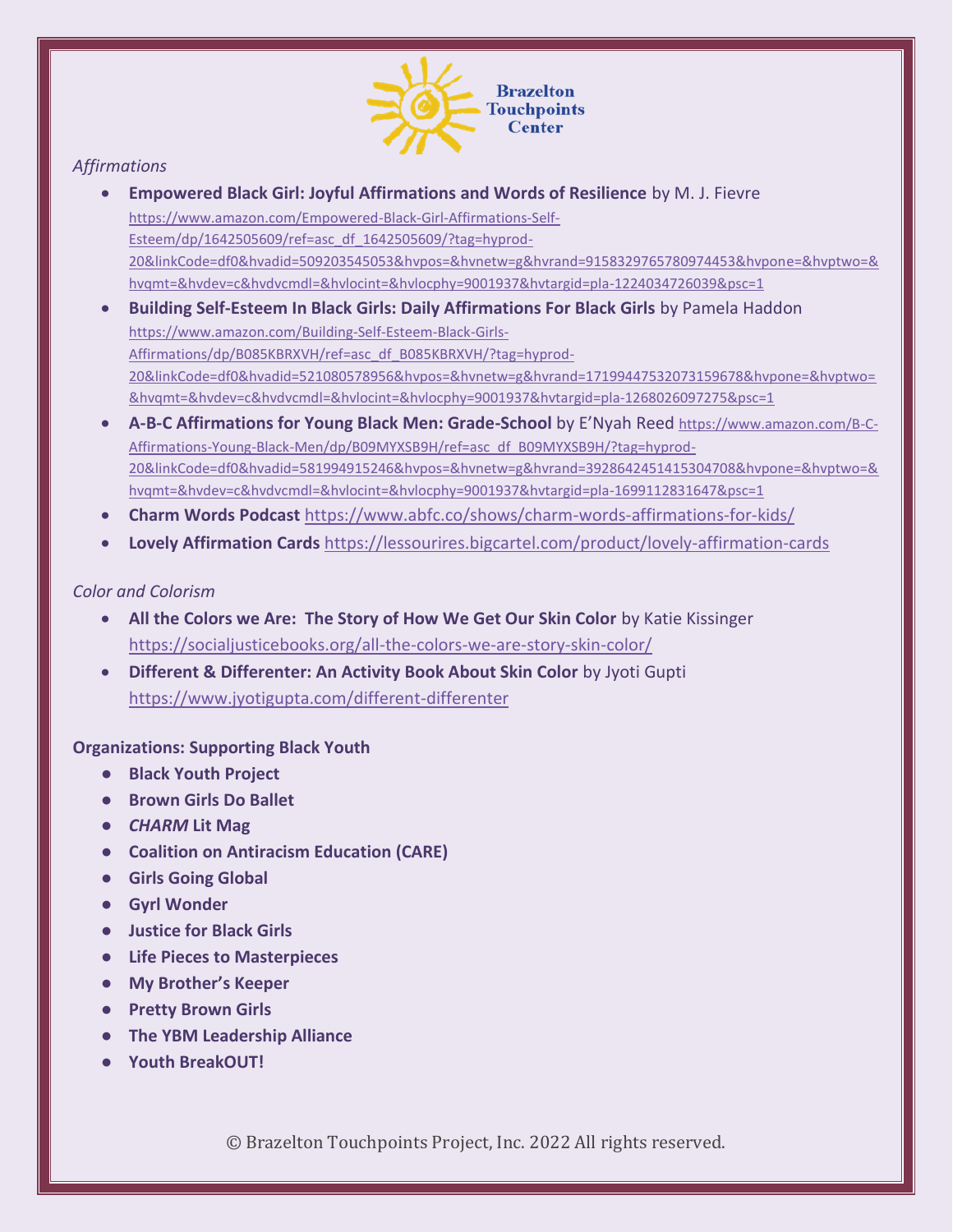*Affirmations*

- **Empowered Black Girl: Joyful Affirmations and Words of Resilience** by M. J. Fievre https://www.amazon.com/Empowered-Black-Girl-Affirmations-Self-Esteem/dp/1642505609/ref=asc_df_1642505609/?tag=hyprod-20&linkCode=df0&hvadid=509203545053&hvpos=&hvnetw=g&hvrand=9158329765780974453&hvpone=&hvptwo=&hvqmt=&hvdev=c&hvdvcmdl=&hvlocint=&hvlocphy=9001937&hvtargid=pla-1224034726039&psc=1
- **Building Self-Esteem In Black Girls: Daily Affirmations For Black Girls** by Pamela Haddon https://www.amazon.com/Building-Self-Esteem-Black-Girls-Affirmations/dp/B085KBRXVH/ref=asc_df_B085KBRXVH/?tag=hyprod-20&linkCode=df0&hvadid=521080578956&hvpos=&hvnetw=g&hvrand=17199447532073159678&hvpone=&hvptwo=&hvqmt=&hvdev=c&hvdvcmdl=&hvlocint=&hvlocphy=9001937&hvtargid=pla-1268026097275&psc=1
- **A-B-C Affirmations for Young Black Men: Grade-School** by E'Nyah Reed https://www.amazon.com/B-C-Affirmations-Young-Black-Men/dp/B09MYXSB9H/ref=asc_df_B09MYXSB9H/?tag=hyprod-20&linkCode=df0&hvadid=581994915246&hvpos=&hvnetw=g&hvrand=3928642451415304708&hvpone=&hvptwo=&hvqmt=&hvdev=c&hvdvcmdl=&hvlocint=&hvlocphy=9001937&hvtargid=pla-1699112831647&psc=1
- **Charm Words Podcast** https://www.abfc.co/shows/charm-words-affirmations-for-kids/
- **Lovely Affirmation Cards** https://lessourires.bigcartel.com/product/lovely-affirmation-cards

*Color and Colorism*

- **All the Colors we Are: The Story of How We Get Our Skin Color** by Katie Kissinger https://socialjusticebooks.org/all-the-colors-we-are-story-skin-color/
- **Different & Differenter: An Activity Book About Skin Color** by Jyoti Gupti https://www.jyotigupta.com/different-differenter

**Organizations: Supporting Black Youth**

- **Black Youth Project**
- **Brown Girls Do Ballet**
- ***CHARM* Lit Mag**
- **Coalition on Antiracism Education (CARE)**
- **Girls Going Global**
- **Gyrl Wonder**
- **Justice for Black Girls**
- **Life Pieces to Masterpieces**
- **My Brother's Keeper**
- **Pretty Brown Girls**
- **The YBM Leadership Alliance**
- **Youth BreakOUT!**

© Brazelton Touchpoints Project, Inc. 2022 All rights reserved.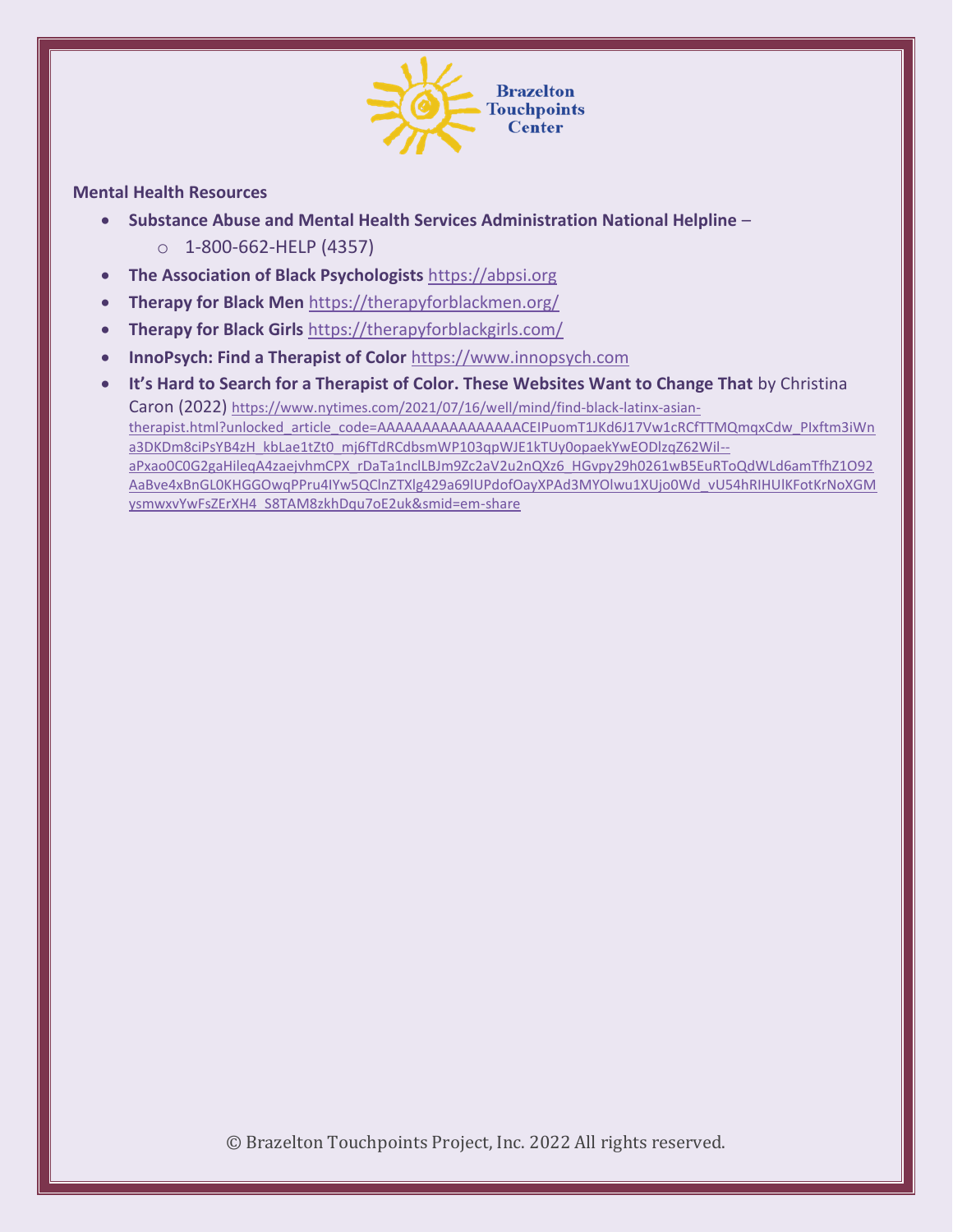**Mental Health Resources**

- **Substance Abuse and Mental Health Services Administration National Helpline** –
  - 1-800-662-HELP (4357)
- **The Association of Black Psychologists** https://abpsi.org
- **Therapy for Black Men** https://therapyforblackmen.org/
- **Therapy for Black Girls** https://therapyforblackgirls.com/
- **InnoPsych: Find a Therapist of Color** https://www.innopsych.com
- **It's Hard to Search for a Therapist of Color. These Websites Want to Change That** by Christina Caron (2022) https://www.nytimes.com/2021/07/16/well/mind/find-black-latinx-asian-therapist.html?unlocked_article_code=AAAAAAAAAAAAAAAACEIPuomT1JKd6J17Vw1cRCfTTMQmqxCdw_PIxftm3iWna3DKDm8ciPsYB4zH_kbLae1tZt0_mj6fTdRCdbsmWP103qpWJE1kTUy0opaekYwEODlzqZ62Wil--aPxao0C0G2gaHileqA4zaejvhmCPX_rDaTa1nclLBJm9Zc2aV2u2nQXz6_HGvpy29h0261wB5EuRToQdWLd6amTfhZ1O92AaBve4xBnGL0KHGGOwqPPru4IYw5QClnZTXlg429a69lUPdofOayXPAd3MYOlwu1XUjo0Wd_vU54hRIHUlKFotKrNoXGMysmwxvYwFsZErXH4_S8TAM8zkhDqu7oE2uk&smid=em-share

© Brazelton Touchpoints Project, Inc. 2022 All rights reserved.